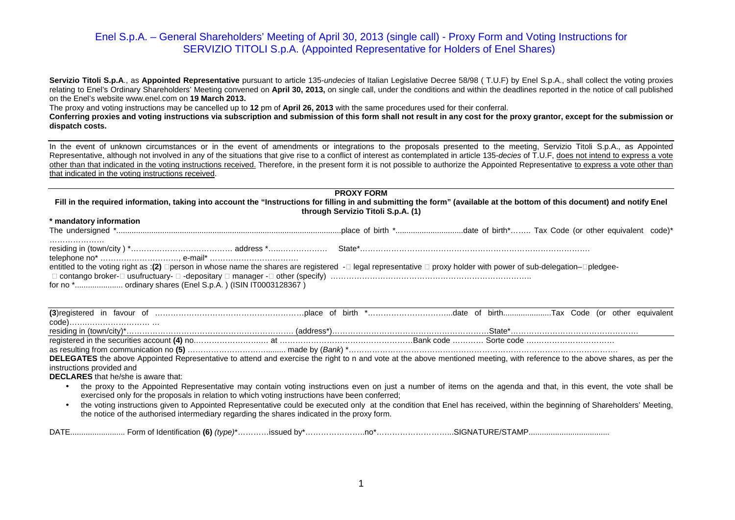# Enel S.p.A. – General Shareholders' Meeting of April 30, 2013 (single call) - Proxy Form and Voting Instructions for SERVIZIO TITOLI S.p.A. (Appointed Representative for Holders of Enel Shares)

**Servizio Titoli S.p.A**., as **Appointed Representative** pursuant to article 135-*undecies* of Italian Legislative Decree 58/98 ( T.U.F) by Enel S.p.A., shall collect the voting proxies relating to Enel's Ordinary Shareholders' Meeting convened on **April 30, 2013,** on single call, under the conditions and within the deadlines reported in the notice of call published on the Enel's website www.enel.com on **19 March 2013.**

The proxy and voting instructions may be cancelled up to **12** pm of **April 26, 2013** with the same procedures used for their conferral.

**Conferring proxies and voting instructions via subscription and submission of this form shall not result in any cost for the proxy grantor, except for the submission or dispatch costs.**

In the event of unknown circumstances or in the event of amendments or integrations to the proposals presented to the meeting, Servizio Titoli S.p.A., as Appointed Representative, although not involved in any of the situations that give rise to a conflict of interest as contemplated in article 135-*decies* of T.U.F, does not intend to express a vote other than that indicated in the voting instructions received. Therefore, in the present form it is not possible to authorize the Appointed Representative to express a vote other than that indicated in the voting instructions received.

## PROXY FORM

**Fill in the required information, taking into account the "Instructions for filling in and submitting the form" (available at the bottom of this document) and notify Enel through Servizio Titoli S.p.A. (1)**

**\* mandatory information**

The undersigned \*.......................................................................................................place of birth \*..............................date of birth\*…….. Tax Code (or other equivalent code)\* …………………

residing in (town/city ) \*………………………………… address \*…………………  State\*……………………………………………………………………………

telephone no\* …………………………, e-mail\* ……………………………

entitled to the voting right as :**(2)** ☐person in whose name the shares are registered -☐ legal representative ☐ proxy holder with power of sub-delegation–☐pledgee- ☐ contango broker-☐ usufructuary- ☐ -depositary ☐ manager -☐ other (specify) ……………………………………………………………………

for no \*...................... ordinary shares (Enel S.p.A. ) (ISIN IT0003128367 )

**(3)**registered in favour of …………………………………………………place of birth \*…………………………...date of birth.....................Tax Code (or other equivalent code)………………………… …

residing in (town/city)\*…………………………………………………………. (address\*)…………………………………………………….State\*……………………………………………

registered in the securities account **(4)** no……………………….… at ……………………………………………Bank code ………… Sorte code ……………………………

as resulting from communication no **(5)** ……………………………........ made by (*Bank*) \*……………………………………………………………………………………………

**DELEGATES** the above Appointed Representative to attend and exercise the right to n and vote at the above mentioned meeting, with reference to the above shares, as per the instructions provided and

**DECLARES** that he/she is aware that:

- the proxy to the Appointed Representative may contain voting instructions even on just a number of items on the agenda and that, in this event, the vote shall be exercised only for the proposals in relation to which voting instructions have been conferred;
- the voting instructions given to Appointed Representative could be executed only at the condition that Enel has received, within the beginning of Shareholders' Meeting, the notice of the authorised intermediary regarding the shares indicated in the proxy form.

DATE......................... Form of Identification **(6)** *(type)*\*…………issued by\*…………………..no\*………………………..SIGNATURE/STAMP....................................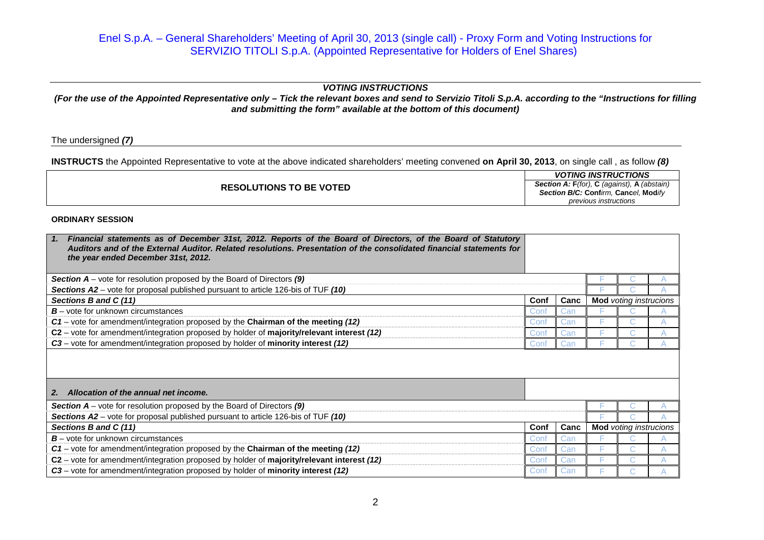Enel S.p.A. – General Shareholders' Meeting of April 30, 2013 (single call) - Proxy Form and Voting Instructions for SERVIZIO TITOLI S.p.A. (Appointed Representative for Holders of Enel Shares)

---

***VOTING INSTRUCTIONS***

***(For the use of the Appointed Representative only – Tick the relevant boxes and send to Servizio Titoli S.p.A. according to the "Instructions for filling and submitting the form" available at the bottom of this document)***

The undersigned ***(7)***

**INSTRUCTS** the Appointed Representative to vote at the above indicated shareholders' meeting convened **on April 30, 2013**, on single call , as follow ***(8)***

| RESOLUTIONS TO BE VOTED | *VOTING INSTRUCTIONS* ***Section A:*** **F***(for)*, **C** *(against)*, **A** *(abstain)* ***Section B/C:*** **Conf***irm*, **Canc***el*, **Mod***ify* *previous instructions* |
|---|---|

**ORDINARY SESSION**

| ***1. Financial statements as of December 31st, 2012. Reports of the Board of Directors, of the Board of Statutory Auditors and of the External Auditor. Related resolutions. Presentation of the consolidated financial statements for the year ended December 31st, 2012.*** | | | | | |
|---|---|---|---|---|---|
| ***Section A*** – vote for resolution proposed by the Board of Directors ***(9)*** | | | F | C | A |
| ***Sections A2*** – vote for proposal published pursuant to article 126-bis of TUF ***(10)*** | | | F | C | A |
| ***Sections B and C (11)*** | **Conf** | **Canc** | **Mod** *voting instrucions* | | |
| ***B*** – vote for unknown circumstances | Conf | Can | F | C | A |
| ***C1*** – vote for amendment/integration proposed by the **Chairman of the meeting** ***(12)*** | Conf | Can | F | C | A |
| **C2** – vote for amendment/integration proposed by holder of **majority/relevant interest** ***(12)*** | Conf | Can | F | C | A |
| ***C3*** – vote for amendment/integration proposed by holder of **minority interest** ***(12)*** | Conf | Can | F | C | A |

| ***2. Allocation of the annual net income.*** | | | | | |
|---|---|---|---|---|---|
| ***Section A*** – vote for resolution proposed by the Board of Directors ***(9)*** | | | F | C | A |
| ***Sections A2*** – vote for proposal published pursuant to article 126-bis of TUF ***(10)*** | | | F | C | A |
| ***Sections B and C (11)*** | **Conf** | **Canc** | **Mod** *voting instrucions* | | |
| ***B*** – vote for unknown circumstances | Conf | Can | F | C | A |
| ***C1*** – vote for amendment/integration proposed by the **Chairman of the meeting** ***(12)*** | Conf | Can | F | C | A |
| **C2** – vote for amendment/integration proposed by holder of **majority/relevant interest** ***(12)*** | Conf | Can | F | C | A |
| ***C3*** – vote for amendment/integration proposed by holder of **minority interest** ***(12)*** | Conf | Can | F | C | A |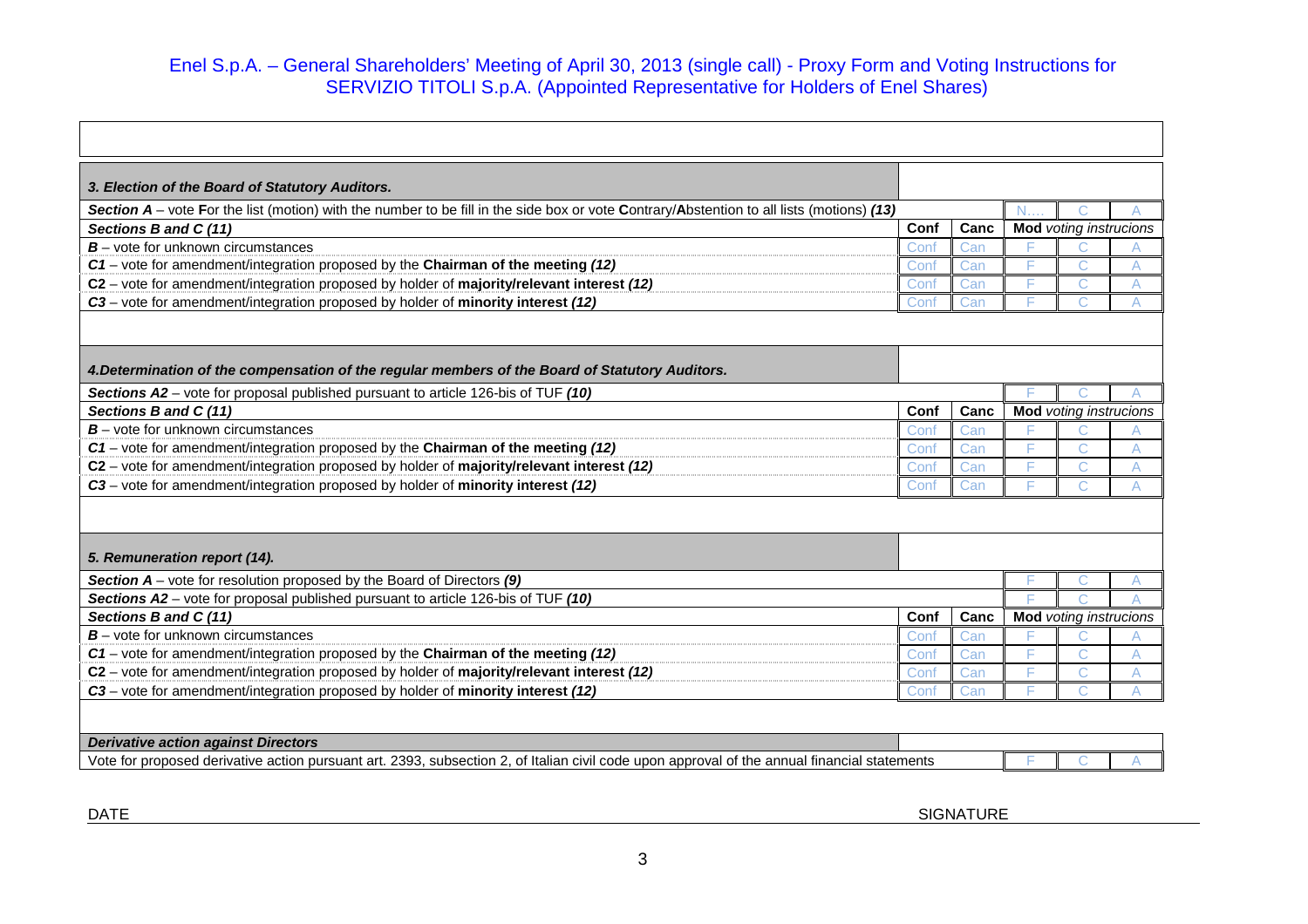Enel S.p.A. – General Shareholders' Meeting of April 30, 2013 (single call) - Proxy Form and Voting Instructions for SERVIZIO TITOLI S.p.A. (Appointed Representative for Holders of Enel Shares)

| ***3. Election of the Board of Statutory Auditors.*** | | | | | |
|---|---|---|---|---|---|
| ***Section A*** *– vote* ***F****or the list (motion) with the number to be fill in the side box or vote* ***C****ontrary/****A****bstention to all lists (motions)* ***(13)*** | | | N.... | C | A |
| ***Sections B and C (11)*** | **Conf** | **Canc** | **Mod** *voting instrucions* | | |
| ***B*** – vote for unknown circumstances | Conf | Can | F | C | A |
| ***C1*** *– vote for amendment/integration proposed by the* ***Chairman of the meeting (12)*** | Conf | Can | F | C | A |
| **C2** *– vote for amendment/integration proposed by holder of* ***majority/relevant interest (12)*** | Conf | Can | F | C | A |
| ***C3*** *– vote for amendment/integration proposed by holder of* ***minority interest (12)*** | Conf | Can | F | C | A |

| ***4.Determination of the compensation of the regular members of the Board of Statutory Auditors.*** | | | | | |
|---|---|---|---|---|---|
| ***Sections A2*** *– vote for proposal published pursuant to article 126-bis of TUF* ***(10)*** | | | F | C | A |
| ***Sections B and C (11)*** | **Conf** | **Canc** | **Mod** *voting instrucions* | | |
| ***B*** – vote for unknown circumstances | Conf | Can | F | C | A |
| ***C1*** *– vote for amendment/integration proposed by the* ***Chairman of the meeting (12)*** | Conf | Can | F | C | A |
| **C2** *– vote for amendment/integration proposed by holder of* ***majority/relevant interest (12)*** | Conf | Can | F | C | A |
| ***C3*** *– vote for amendment/integration proposed by holder of* ***minority interest (12)*** | Conf | Can | F | C | A |

| ***5. Remuneration report (14).*** | | | | | |
|---|---|---|---|---|---|
| ***Section A*** *– vote for resolution proposed by the Board of Directors* ***(9)*** | | | F | C | A |
| ***Sections A2*** *– vote for proposal published pursuant to article 126-bis of TUF* ***(10)*** | | | F | C | A |
| ***Sections B and C (11)*** | **Conf** | **Canc** | **Mod** *voting instrucions* | | |
| ***B*** – vote for unknown circumstances | Conf | Can | F | C | A |
| ***C1*** *– vote for amendment/integration proposed by the* ***Chairman of the meeting (12)*** | Conf | Can | F | C | A |
| **C2** *– vote for amendment/integration proposed by holder of* ***majority/relevant interest (12)*** | Conf | Can | F | C | A |
| ***C3*** *– vote for amendment/integration proposed by holder of* ***minority interest (12)*** | Conf | Can | F | C | A |

| ***Derivative action against Directors*** | | | |
|---|---|---|---|
| Vote for proposed derivative action pursuant art. 2393, subsection 2, of Italian civil code upon approval of the annual financial statements | F | C | A |

DATE SIGNATURE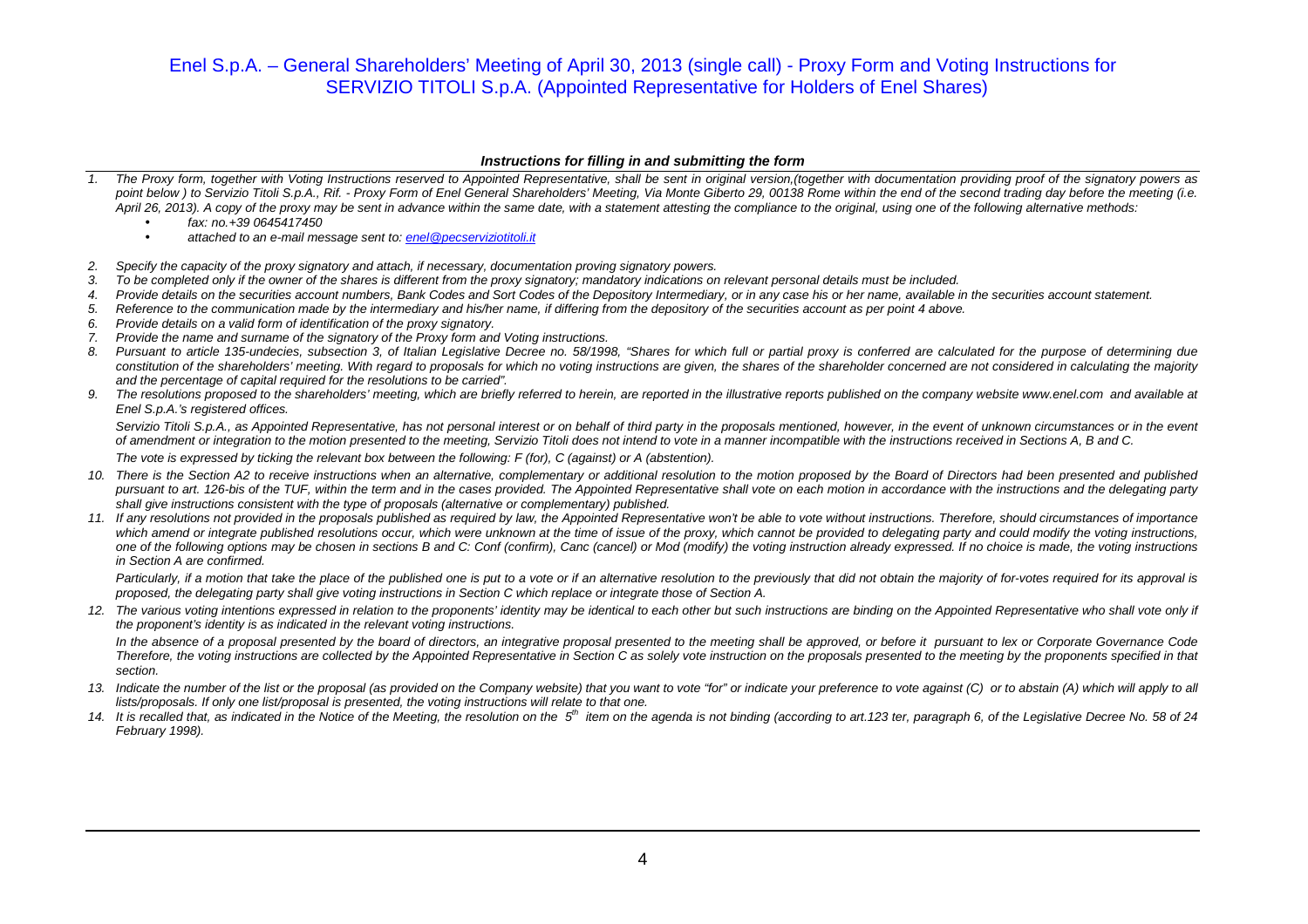# Enel S.p.A. – General Shareholders' Meeting of April 30, 2013 (single call) - Proxy Form and Voting Instructions for SERVIZIO TITOLI S.p.A. (Appointed Representative for Holders of Enel Shares)

### *Instructions for filling in and submitting the form*

1. *The Proxy form, together with Voting Instructions reserved to Appointed Representative, shall be sent in original version,(together with documentation providing proof of the signatory powers as point below ) to Servizio Titoli S.p.A., Rif. - Proxy Form of Enel General Shareholders' Meeting, Via Monte Giberto 29, 00138 Rome within the end of the second trading day before the meeting (i.e. April 26, 2013). A copy of the proxy may be sent in advance within the same date, with a statement attesting the compliance to the original, using one of the following alternative methods:*
   - *fax: no.+39 0645417450*
   - *attached to an e-mail message sent to: enel@pecserviziotitoli.it*
2. *Specify the capacity of the proxy signatory and attach, if necessary, documentation proving signatory powers.*
3. *To be completed only if the owner of the shares is different from the proxy signatory; mandatory indications on relevant personal details must be included.*
4. *Provide details on the securities account numbers, Bank Codes and Sort Codes of the Depository Intermediary, or in any case his or her name, available in the securities account statement.*
5. *Reference to the communication made by the intermediary and his/her name, if differing from the depository of the securities account as per point 4 above.*
6. *Provide details on a valid form of identification of the proxy signatory.*
7. *Provide the name and surname of the signatory of the Proxy form and Voting instructions.*
8. *Pursuant to article 135-undecies, subsection 3, of Italian Legislative Decree no. 58/1998, "Shares for which full or partial proxy is conferred are calculated for the purpose of determining due constitution of the shareholders' meeting. With regard to proposals for which no voting instructions are given, the shares of the shareholder concerned are not considered in calculating the majority and the percentage of capital required for the resolutions to be carried".*
9. *The resolutions proposed to the shareholders' meeting, which are briefly referred to herein, are reported in the illustrative reports published on the company website www.enel.com and available at Enel S.p.A.'s registered offices.*

   *Servizio Titoli S.p.A., as Appointed Representative, has not personal interest or on behalf of third party in the proposals mentioned, however, in the event of unknown circumstances or in the event of amendment or integration to the motion presented to the meeting, Servizio Titoli does not intend to vote in a manner incompatible with the instructions received in Sections A, B and C.*

   *The vote is expressed by ticking the relevant box between the following: F (for), C (against) or A (abstention).*
10. *There is the Section A2 to receive instructions when an alternative, complementary or additional resolution to the motion proposed by the Board of Directors had been presented and published pursuant to art. 126-bis of the TUF, within the term and in the cases provided. The Appointed Representative shall vote on each motion in accordance with the instructions and the delegating party shall give instructions consistent with the type of proposals (alternative or complementary) published.*
11. *If any resolutions not provided in the proposals published as required by law, the Appointed Representative won't be able to vote without instructions. Therefore, should circumstances of importance which amend or integrate published resolutions occur, which were unknown at the time of issue of the proxy, which cannot be provided to delegating party and could modify the voting instructions, one of the following options may be chosen in sections B and C: Conf (confirm), Canc (cancel) or Mod (modify) the voting instruction already expressed. If no choice is made, the voting instructions in Section A are confirmed.*

   *Particularly, if a motion that take the place of the published one is put to a vote or if an alternative resolution to the previously that did not obtain the majority of for-votes required for its approval is proposed, the delegating party shall give voting instructions in Section C which replace or integrate those of Section A.*
12. *The various voting intentions expressed in relation to the proponents' identity may be identical to each other but such instructions are binding on the Appointed Representative who shall vote only if the proponent's identity is as indicated in the relevant voting instructions.*

   *In the absence of a proposal presented by the board of directors, an integrative proposal presented to the meeting shall be approved, or before it pursuant to lex or Corporate Governance Code Therefore, the voting instructions are collected by the Appointed Representative in Section C as solely vote instruction on the proposals presented to the meeting by the proponents specified in that section.*
13. *Indicate the number of the list or the proposal (as provided on the Company website) that you want to vote "for" or indicate your preference to vote against (C) or to abstain (A) which will apply to all lists/proposals. If only one list/proposal is presented, the voting instructions will relate to that one.*
14. *It is recalled that, as indicated in the Notice of the Meeting, the resolution on the 5th item on the agenda is not binding (according to art.123 ter, paragraph 6, of the Legislative Decree No. 58 of 24 February 1998).*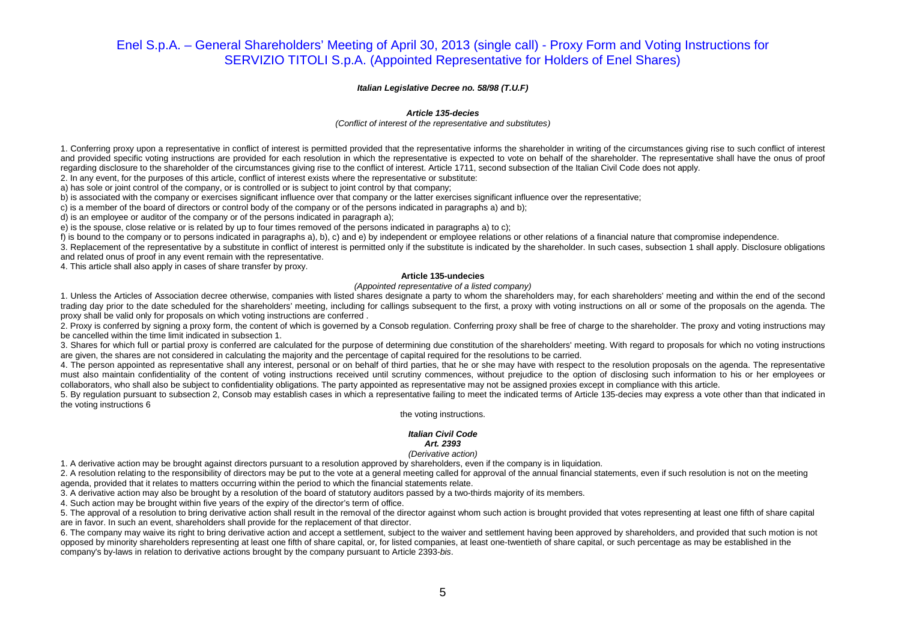# Enel S.p.A. – General Shareholders' Meeting of April 30, 2013 (single call) - Proxy Form and Voting Instructions for SERVIZIO TITOLI S.p.A. (Appointed Representative for Holders of Enel Shares)

***Italian Legislative Decree no. 58/98 (T.U.F)***

***Article 135-decies***

*(Conflict of interest of the representative and substitutes)*

1. Conferring proxy upon a representative in conflict of interest is permitted provided that the representative informs the shareholder in writing of the circumstances giving rise to such conflict of interest and provided specific voting instructions are provided for each resolution in which the representative is expected to vote on behalf of the shareholder. The representative shall have the onus of proof regarding disclosure to the shareholder of the circumstances giving rise to the conflict of interest. Article 1711, second subsection of the Italian Civil Code does not apply.

2. In any event, for the purposes of this article, conflict of interest exists where the representative or substitute:

a) has sole or joint control of the company, or is controlled or is subject to joint control by that company;

b) is associated with the company or exercises significant influence over that company or the latter exercises significant influence over the representative;

c) is a member of the board of directors or control body of the company or of the persons indicated in paragraphs a) and b);

d) is an employee or auditor of the company or of the persons indicated in paragraph a);

e) is the spouse, close relative or is related by up to four times removed of the persons indicated in paragraphs a) to c);

f) is bound to the company or to persons indicated in paragraphs a), b), c) and e) by independent or employee relations or other relations of a financial nature that compromise independence.

3. Replacement of the representative by a substitute in conflict of interest is permitted only if the substitute is indicated by the shareholder. In such cases, subsection 1 shall apply. Disclosure obligations and related onus of proof in any event remain with the representative.

4. This article shall also apply in cases of share transfer by proxy.

**Article 135-undecies**

*(Appointed representative of a listed company)*

1. Unless the Articles of Association decree otherwise, companies with listed shares designate a party to whom the shareholders may, for each shareholders' meeting and within the end of the second trading day prior to the date scheduled for the shareholders' meeting, including for callings subsequent to the first, a proxy with voting instructions on all or some of the proposals on the agenda. The proxy shall be valid only for proposals on which voting instructions are conferred .

2. Proxy is conferred by signing a proxy form, the content of which is governed by a Consob regulation. Conferring proxy shall be free of charge to the shareholder. The proxy and voting instructions may be cancelled within the time limit indicated in subsection 1.

3. Shares for which full or partial proxy is conferred are calculated for the purpose of determining due constitution of the shareholders' meeting. With regard to proposals for which no voting instructions are given, the shares are not considered in calculating the majority and the percentage of capital required for the resolutions to be carried.

4. The person appointed as representative shall any interest, personal or on behalf of third parties, that he or she may have with respect to the resolution proposals on the agenda. The representative must also maintain confidentiality of the content of voting instructions received until scrutiny commences, without prejudice to the option of disclosing such information to his or her employees or collaborators, who shall also be subject to confidentiality obligations. The party appointed as representative may not be assigned proxies except in compliance with this article.

5. By regulation pursuant to subsection 2, Consob may establish cases in which a representative failing to meet the indicated terms of Article 135-decies may express a vote other than that indicated in the voting instructions 6

the voting instructions.

***Italian Civil Code***

***Art. 2393***

*(Derivative action)*

1. A derivative action may be brought against directors pursuant to a resolution approved by shareholders, even if the company is in liquidation.

2. A resolution relating to the responsibility of directors may be put to the vote at a general meeting called for approval of the annual financial statements, even if such resolution is not on the meeting agenda, provided that it relates to matters occurring within the period to which the financial statements relate.

3. A derivative action may also be brought by a resolution of the board of statutory auditors passed by a two-thirds majority of its members.

4. Such action may be brought within five years of the expiry of the director's term of office.

5. The approval of a resolution to bring derivative action shall result in the removal of the director against whom such action is brought provided that votes representing at least one fifth of share capital are in favor. In such an event, shareholders shall provide for the replacement of that director.

6. The company may waive its right to bring derivative action and accept a settlement, subject to the waiver and settlement having been approved by shareholders, and provided that such motion is not opposed by minority shareholders representing at least one fifth of share capital, or, for listed companies, at least one-twentieth of share capital, or such percentage as may be established in the company's by-laws in relation to derivative actions brought by the company pursuant to Article 2393-*bis*.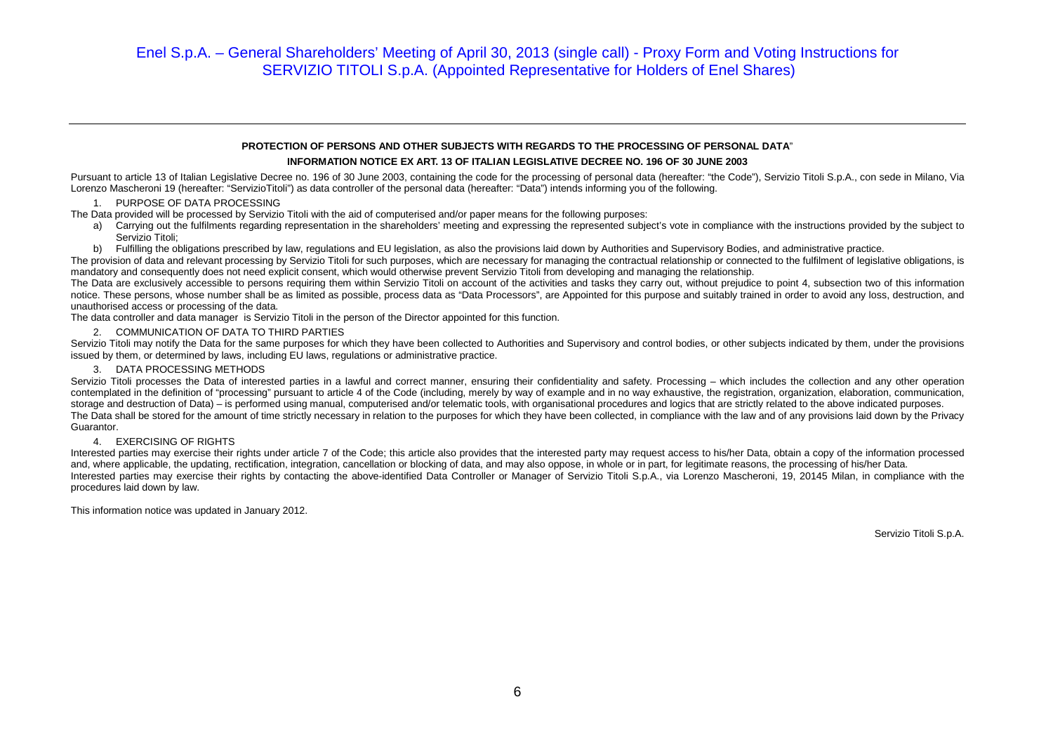**PROTECTION OF PERSONS AND OTHER SUBJECTS WITH REGARDS TO THE PROCESSING OF PERSONAL DATA**"

**INFORMATION NOTICE EX ART. 13 OF ITALIAN LEGISLATIVE DECREE NO. 196 OF 30 JUNE 2003**

Pursuant to article 13 of Italian Legislative Decree no. 196 of 30 June 2003, containing the code for the processing of personal data (hereafter: "the Code"), Servizio Titoli S.p.A., con sede in Milano, Via Lorenzo Mascheroni 19 (hereafter: "ServizioTitoli") as data controller of the personal data (hereafter: "Data") intends informing you of the following.

1. PURPOSE OF DATA PROCESSING

The Data provided will be processed by Servizio Titoli with the aid of computerised and/or paper means for the following purposes:

a) Carrying out the fulfilments regarding representation in the shareholders' meeting and expressing the represented subject's vote in compliance with the instructions provided by the subject to Servizio Titoli;
b) Fulfilling the obligations prescribed by law, regulations and EU legislation, as also the provisions laid down by Authorities and Supervisory Bodies, and administrative practice.

The provision of data and relevant processing by Servizio Titoli for such purposes, which are necessary for managing the contractual relationship or connected to the fulfilment of legislative obligations, is mandatory and consequently does not need explicit consent, which would otherwise prevent Servizio Titoli from developing and managing the relationship.

The Data are exclusively accessible to persons requiring them within Servizio Titoli on account of the activities and tasks they carry out, without prejudice to point 4, subsection two of this information notice. These persons, whose number shall be as limited as possible, process data as "Data Processors", are Appointed for this purpose and suitably trained in order to avoid any loss, destruction, and unauthorised access or processing of the data.

The data controller and data manager is Servizio Titoli in the person of the Director appointed for this function.

2. COMMUNICATION OF DATA TO THIRD PARTIES

Servizio Titoli may notify the Data for the same purposes for which they have been collected to Authorities and Supervisory and control bodies, or other subjects indicated by them, under the provisions issued by them, or determined by laws, including EU laws, regulations or administrative practice.

3. DATA PROCESSING METHODS

Servizio Titoli processes the Data of interested parties in a lawful and correct manner, ensuring their confidentiality and safety. Processing – which includes the collection and any other operation contemplated in the definition of "processing" pursuant to article 4 of the Code (including, merely by way of example and in no way exhaustive, the registration, organization, elaboration, communication, storage and destruction of Data) – is performed using manual, computerised and/or telematic tools, with organisational procedures and logics that are strictly related to the above indicated purposes.

The Data shall be stored for the amount of time strictly necessary in relation to the purposes for which they have been collected, in compliance with the law and of any provisions laid down by the Privacy Guarantor.

4. EXERCISING OF RIGHTS

Interested parties may exercise their rights under article 7 of the Code; this article also provides that the interested party may request access to his/her Data, obtain a copy of the information processed and, where applicable, the updating, rectification, integration, cancellation or blocking of data, and may also oppose, in whole or in part, for legitimate reasons, the processing of his/her Data.

Interested parties may exercise their rights by contacting the above-identified Data Controller or Manager of Servizio Titoli S.p.A., via Lorenzo Mascheroni, 19, 20145 Milan, in compliance with the procedures laid down by law.

This information notice was updated in January 2012.

Servizio Titoli S.p.A.